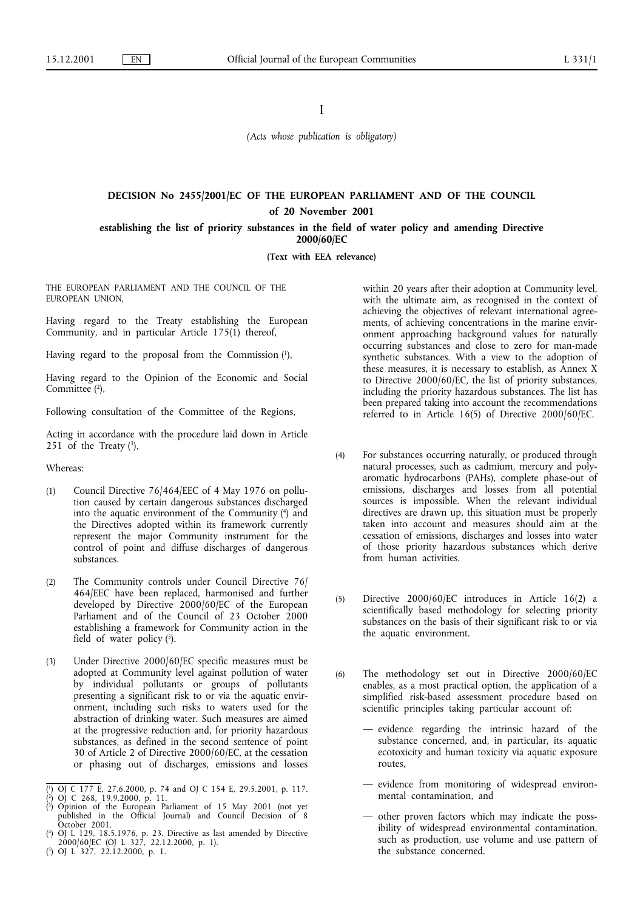I

*(Acts whose publication is obligatory)*

## DECISION No 2455/2001/EC OF THE EUROPEAN PARLIAMENT AND OF THE COUNCIL

### of 20 November 2001

### establishing the list of priority substances in the field of water policy and amending Directive 2000/60/EC

**(Text with EEA relevance)**

THE EUROPEAN PARLIAMENT AND THE COUNCIL OF THE EUROPEAN UNION,

Having regard to the Treaty establishing the European Community, and in particular Article 175(1) thereof,

Having regard to the proposal from the Commission [1],

Having regard to the Opinion of the Economic and Social Committee [2],

Following consultation of the Committee of the Regions,

Acting in accordance with the procedure laid down in Article 251 of the Treaty [3],

Whereas:

(1) Council Directive 76/464/EEC of 4 May 1976 on pollution caused by certain dangerous substances discharged into the aquatic environment of the Community [4] and the Directives adopted within its framework currently represent the major Community instrument for the control of point and diffuse discharges of dangerous substances.

(2) The Community controls under Council Directive 76/464/EEC have been replaced, harmonised and further developed by Directive 2000/60/EC of the European Parliament and of the Council of 23 October 2000 establishing a framework for Community action in the field of water policy [5].

(3) Under Directive 2000/60/EC specific measures must be adopted at Community level against pollution of water by individual pollutants or groups of pollutants presenting a significant risk to or via the aquatic environment, including such risks to waters used for the abstraction of drinking water. Such measures are aimed at the progressive reduction and, for priority hazardous substances, as defined in the second sentence of point 30 of Article 2 of Directive 2000/60/EC, at the cessation or phasing out of discharges, emissions and losses within 20 years after their adoption at Community level, with the ultimate aim, as recognised in the context of achieving the objectives of relevant international agreements, of achieving concentrations in the marine environment approaching background values for naturally occurring substances and close to zero for man-made synthetic substances. With a view to the adoption of these measures, it is necessary to establish, as Annex X to Directive 2000/60/EC, the list of priority substances, including the priority hazardous substances. The list has been prepared taking into account the recommendations referred to in Article 16(5) of Directive 2000/60/EC.

(4) For substances occurring naturally, or produced through natural processes, such as cadmium, mercury and polyaromatic hydrocarbons (PAHs), complete phase-out of emissions, discharges and losses from all potential sources is impossible. When the relevant individual directives are drawn up, this situation must be properly taken into account and measures should aim at the cessation of emissions, discharges and losses into water of those priority hazardous substances which derive from human activities.

(5) Directive 2000/60/EC introduces in Article 16(2) a scientifically based methodology for selecting priority substances on the basis of their significant risk to or via the aquatic environment.

(6) The methodology set out in Directive 2000/60/EC enables, as a most practical option, the application of a simplified risk-based assessment procedure based on scientific principles taking particular account of:

- evidence regarding the intrinsic hazard of the substance concerned, and, in particular, its aquatic ecotoxicity and human toxicity via aquatic exposure routes,
- evidence from monitoring of widespread environmental contamination, and
- other proven factors which may indicate the possibility of widespread environmental contamination, such as production, use volume and use pattern of the substance concerned.

---

[1] OJ C 177 E, 27.6.2000, p. 74 and OJ C 154 E, 29.5.2001, p. 117.

[2] OJ C 268, 19.9.2000, p. 11.

[3] Opinion of the European Parliament of 15 May 2001 (not yet published in the Official Journal) and Council Decision of 8 October 2001.

[4] OJ L 129, 18.5.1976, p. 23. Directive as last amended by Directive 2000/60/EC (OJ L 327, 22.12.2000, p. 1).

[5] OJ L 327, 22.12.2000, p. 1.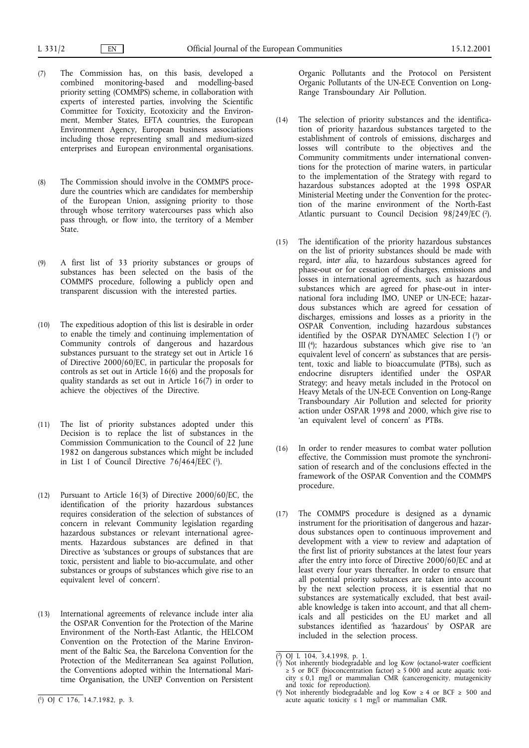(7) The Commission has, on this basis, developed a combined monitoring-based and modelling-based priority setting (COMMPS) scheme, in collaboration with experts of interested parties, involving the Scientific Committee for Toxicity, Ecotoxicity and the Environment, Member States, EFTA countries, the European Environment Agency, European business associations including those representing small and medium-sized enterprises and European environmental organisations.

(8) The Commission should involve in the COMMPS procedure the countries which are candidates for membership of the European Union, assigning priority to those through whose territory watercourses pass which also pass through, or flow into, the territory of a Member State.

(9) A first list of 33 priority substances or groups of substances has been selected on the basis of the COMMPS procedure, following a publicly open and transparent discussion with the interested parties.

(10) The expeditious adoption of this list is desirable in order to enable the timely and continuing implementation of Community controls of dangerous and hazardous substances pursuant to the strategy set out in Article 16 of Directive 2000/60/EC, in particular the proposals for controls as set out in Article 16(6) and the proposals for quality standards as set out in Article 16(7) in order to achieve the objectives of the Directive.

(11) The list of priority substances adopted under this Decision is to replace the list of substances in the Commission Communication to the Council of 22 June 1982 on dangerous substances which might be included in List I of Council Directive 76/464/EEC [1].

(12) Pursuant to Article 16(3) of Directive 2000/60/EC, the identification of the priority hazardous substances requires consideration of the selection of substances of concern in relevant Community legislation regarding hazardous substances or relevant international agreements. Hazardous substances are defined in that Directive as 'substances or groups of substances that are toxic, persistent and liable to bio-accumulate, and other substances or groups of substances which give rise to an equivalent level of concern'.

(13) International agreements of relevance include inter alia the OSPAR Convention for the Protection of the Marine Environment of the North-East Atlantic, the HELCOM Convention on the Protection of the Marine Environment of the Baltic Sea, the Barcelona Convention for the Protection of the Mediterranean Sea against Pollution, the Conventions adopted within the International Maritime Organisation, the UNEP Convention on Persistent Organic Pollutants and the Protocol on Persistent Organic Pollutants of the UN-ECE Convention on Long-Range Transboundary Air Pollution.

(14) The selection of priority substances and the identification of priority hazardous substances targeted to the establishment of controls of emissions, discharges and losses will contribute to the objectives and the Community commitments under international conventions for the protection of marine waters, in particular to the implementation of the Strategy with regard to hazardous substances adopted at the 1998 OSPAR Ministerial Meeting under the Convention for the protection of the marine environment of the North-East Atlantic pursuant to Council Decision 98/249/EC [2].

(15) The identification of the priority hazardous substances on the list of priority substances should be made with regard, *inter alia*, to hazardous substances agreed for phase-out or for cessation of discharges, emissions and losses in international agreements, such as hazardous substances which are agreed for phase-out in international fora including IMO, UNEP or UN-ECE; hazardous substances which are agreed for cessation of discharges, emissions and losses as a priority in the OSPAR Convention, including hazardous substances identified by the OSPAR DYNAMEC Selection I [3] or III [4]; hazardous substances which give rise to 'an equivalent level of concern' as substances that are persistent, toxic and liable to bioaccumulate (PTBs), such as endocrine disrupters identified under the OSPAR Strategy; and heavy metals included in the Protocol on Heavy Metals of the UN-ECE Convention on Long-Range Transboundary Air Pollution and selected for priority action under OSPAR 1998 and 2000, which give rise to 'an equivalent level of concern' as PTBs.

(16) In order to render measures to combat water pollution effective, the Commission must promote the synchronisation of research and of the conclusions effected in the framework of the OSPAR Convention and the COMMPS procedure.

(17) The COMMPS procedure is designed as a dynamic instrument for the prioritisation of dangerous and hazardous substances open to continuous improvement and development with a view to review and adaptation of the first list of priority substances at the latest four years after the entry into force of Directive 2000/60/EC and at least every four years thereafter. In order to ensure that all potential priority substances are taken into account by the next selection process, it is essential that no substances are systematically excluded, that best available knowledge is taken into account, and that all chemicals and all pesticides on the EU market and all substances identified as 'hazardous' by OSPAR are included in the selection process.

---

[1] OJ C 176, 14.7.1982, p. 3.

[2] OJ L 104, 3.4.1998, p. 1.

[3] Not inherently biodegradable and log Kow (octanol-water coefficient $\geq 5$ or BCF (bioconcentration factor) $\geq 5\,000$ and acute aquatic toxicity $\leq 0{,}1$ mg/l or mammalian CMR (cancerogenicity, mutagenicity and toxic for reproduction).

[4] Not inherently biodegradable and log Kow $\geq 4$ or BCF $\geq 500$ and acute aquatic toxicity $\leq 1$ mg/l or mammalian CMR.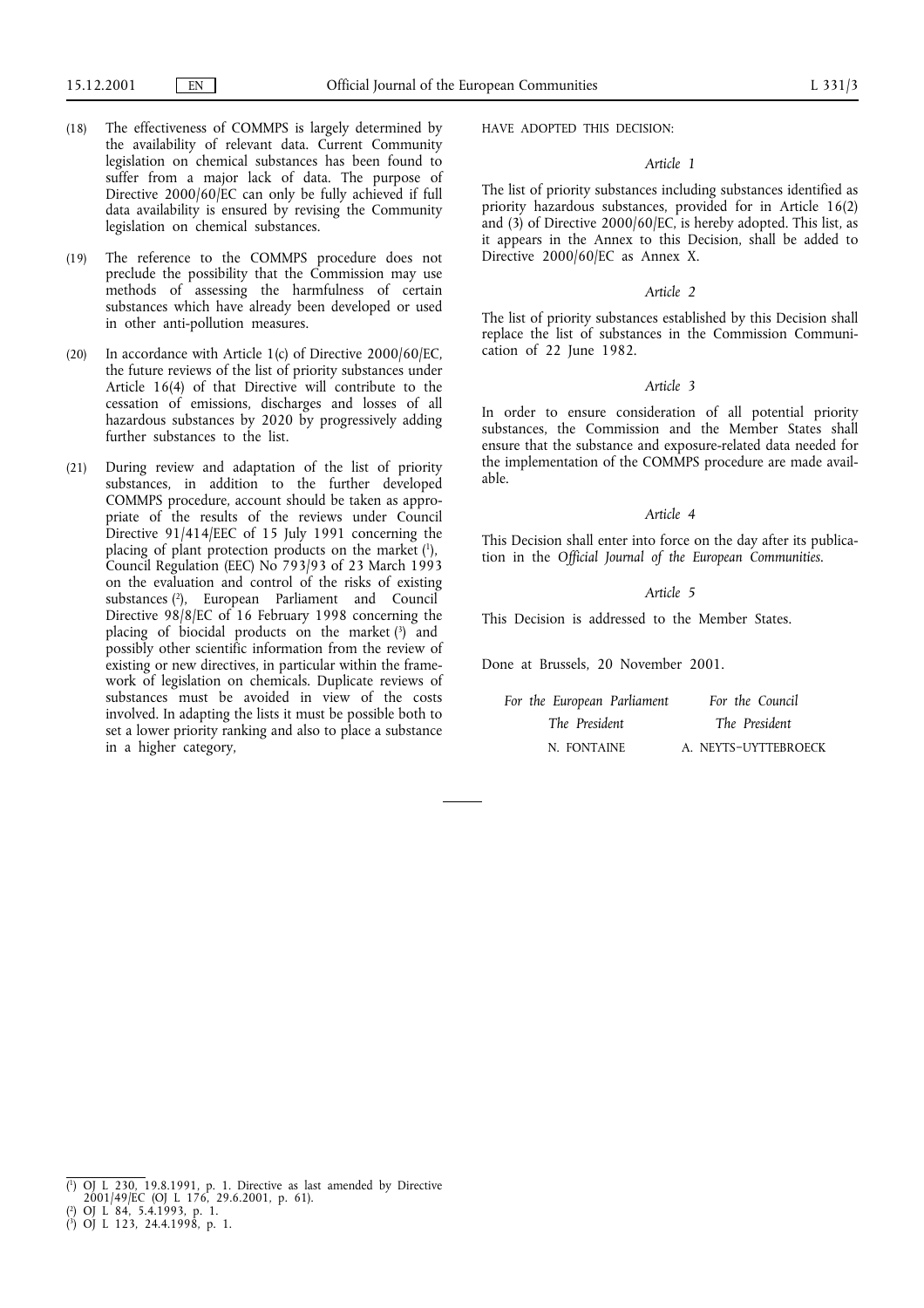(18) The effectiveness of COMMPS is largely determined by the availability of relevant data. Current Community legislation on chemical substances has been found to suffer from a major lack of data. The purpose of Directive 2000/60/EC can only be fully achieved if full data availability is ensured by revising the Community legislation on chemical substances.

(19) The reference to the COMMPS procedure does not preclude the possibility that the Commission may use methods of assessing the harmfulness of certain substances which have already been developed or used in other anti-pollution measures.

(20) In accordance with Article 1(c) of Directive 2000/60/EC, the future reviews of the list of priority substances under Article 16(4) of that Directive will contribute to the cessation of emissions, discharges and losses of all hazardous substances by 2020 by progressively adding further substances to the list.

(21) During review and adaptation of the list of priority substances, in addition to the further developed COMMPS procedure, account should be taken as appropriate of the results of the reviews under Council Directive 91/414/EEC of 15 July 1991 concerning the placing of plant protection products on the market [1], Council Regulation (EEC) No 793/93 of 23 March 1993 on the evaluation and control of the risks of existing substances [2], European Parliament and Council Directive 98/8/EC of 16 February 1998 concerning the placing of biocidal products on the market [3] and possibly other scientific information from the review of existing or new directives, in particular within the framework of legislation on chemicals. Duplicate reviews of substances must be avoided in view of the costs involved. In adapting the lists it must be possible both to set a lower priority ranking and also to place a substance in a higher category,

HAVE ADOPTED THIS DECISION:

*Article 1*

The list of priority substances including substances identified as priority hazardous substances, provided for in Article 16(2) and (3) of Directive 2000/60/EC, is hereby adopted. This list, as it appears in the Annex to this Decision, shall be added to Directive 2000/60/EC as Annex X.

*Article 2*

The list of priority substances established by this Decision shall replace the list of substances in the Commission Communication of 22 June 1982.

*Article 3*

In order to ensure consideration of all potential priority substances, the Commission and the Member States shall ensure that the substance and exposure-related data needed for the implementation of the COMMPS procedure are made available.

*Article 4*

This Decision shall enter into force on the day after its publication in the *Official Journal of the European Communities*.

*Article 5*

This Decision is addressed to the Member States.

Done at Brussels, 20 November 2001.

| *For the European Parliament* | *For the Council* |
|---|---|
| *The President* | *The President* |
| N. FONTAINE | A. NEYTS-UYTTEBROECK |

[1] OJ L 230, 19.8.1991, p. 1. Directive as last amended by Directive 2001/49/EC (OJ L 176, 29.6.2001, p. 61).

[2] OJ L 84, 5.4.1993, p. 1.

[3] OJ L 123, 24.4.1998, p. 1.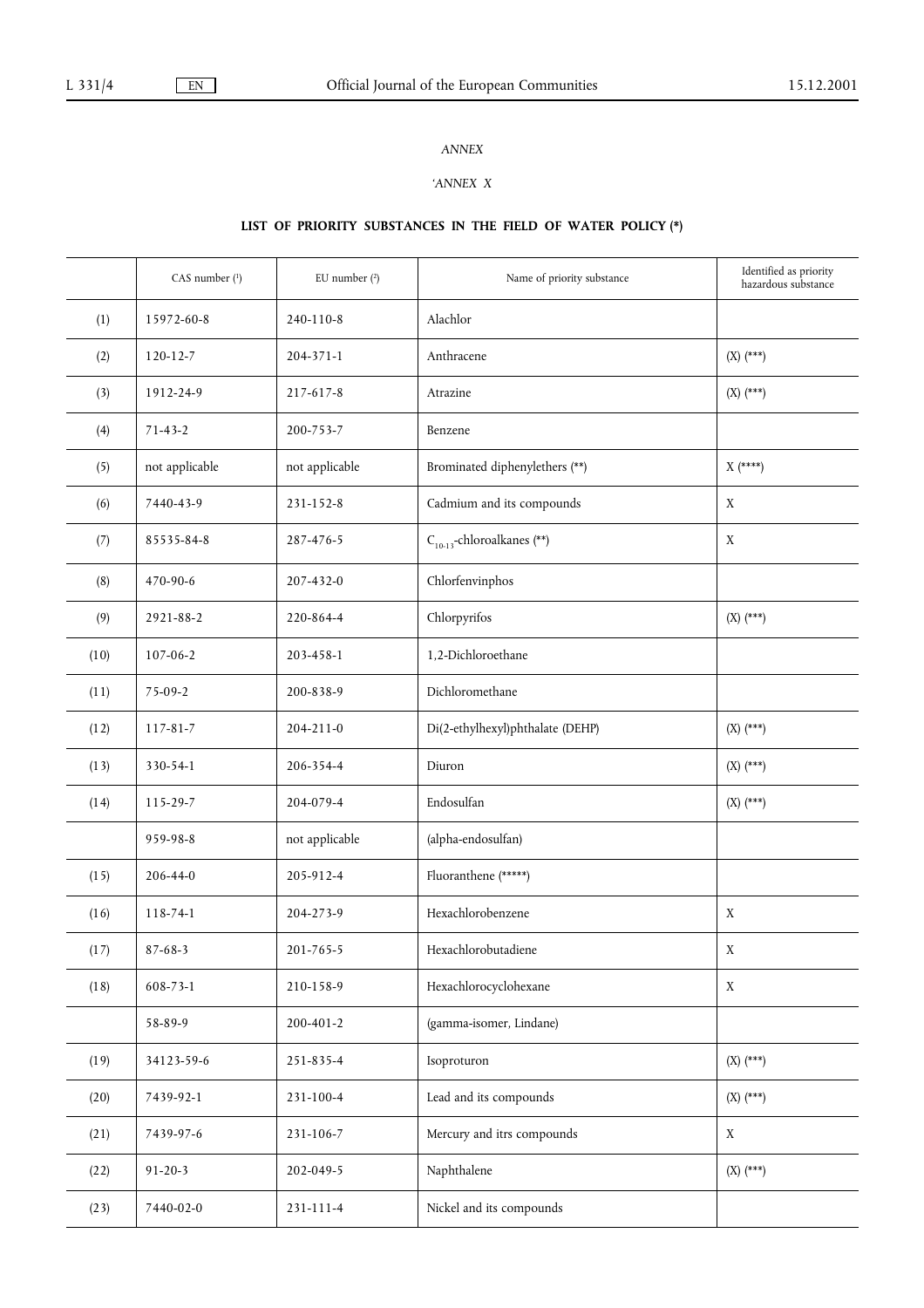*ANNEX*

*'ANNEX X*

**LIST OF PRIORITY SUBSTANCES IN THE FIELD OF WATER POLICY (*)**

| | CAS number [1] | EU number [2] | Name of priority substance | Identified as priority hazardous substance |
|---|---|---|---|---|
| (1) | 15972-60-8 | 240-110-8 | Alachlor | |
| (2) | 120-12-7 | 204-371-1 | Anthracene | (X) (***) |
| (3) | 1912-24-9 | 217-617-8 | Atrazine | (X) (***) |
| (4) | 71-43-2 | 200-753-7 | Benzene | |
| (5) | not applicable | not applicable | Brominated diphenylethers (**) | X (****) |
| (6) | 7440-43-9 | 231-152-8 | Cadmium and its compounds | X |
| (7) | 85535-84-8 | 287-476-5 | $C_{10-13}$-chloroalkanes (**) | X |
| (8) | 470-90-6 | 207-432-0 | Chlorfenvinphos | |
| (9) | 2921-88-2 | 220-864-4 | Chlorpyrifos | (X) (***) |
| (10) | 107-06-2 | 203-458-1 | 1,2-Dichloroethane | |
| (11) | 75-09-2 | 200-838-9 | Dichloromethane | |
| (12) | 117-81-7 | 204-211-0 | Di(2-ethylhexyl)phthalate (DEHP) | (X) (***) |
| (13) | 330-54-1 | 206-354-4 | Diuron | (X) (***) |
| (14) | 115-29-7 | 204-079-4 | Endosulfan | (X) (***) |
| | 959-98-8 | not applicable | (alpha-endosulfan) | |
| (15) | 206-44-0 | 205-912-4 | Fluoranthene (*****) | |
| (16) | 118-74-1 | 204-273-9 | Hexachlorobenzene | X |
| (17) | 87-68-3 | 201-765-5 | Hexachlorobutadiene | X |
| (18) | 608-73-1 | 210-158-9 | Hexachlorocyclohexane | X |
| | 58-89-9 | 200-401-2 | (gamma-isomer, Lindane) | |
| (19) | 34123-59-6 | 251-835-4 | Isoproturon | (X) (***) |
| (20) | 7439-92-1 | 231-100-4 | Lead and its compounds | (X) (***) |
| (21) | 7439-97-6 | 231-106-7 | Mercury and itrs compounds | X |
| (22) | 91-20-3 | 202-049-5 | Naphthalene | (X) (***) |
| (23) | 7440-02-0 | 231-111-4 | Nickel and its compounds | |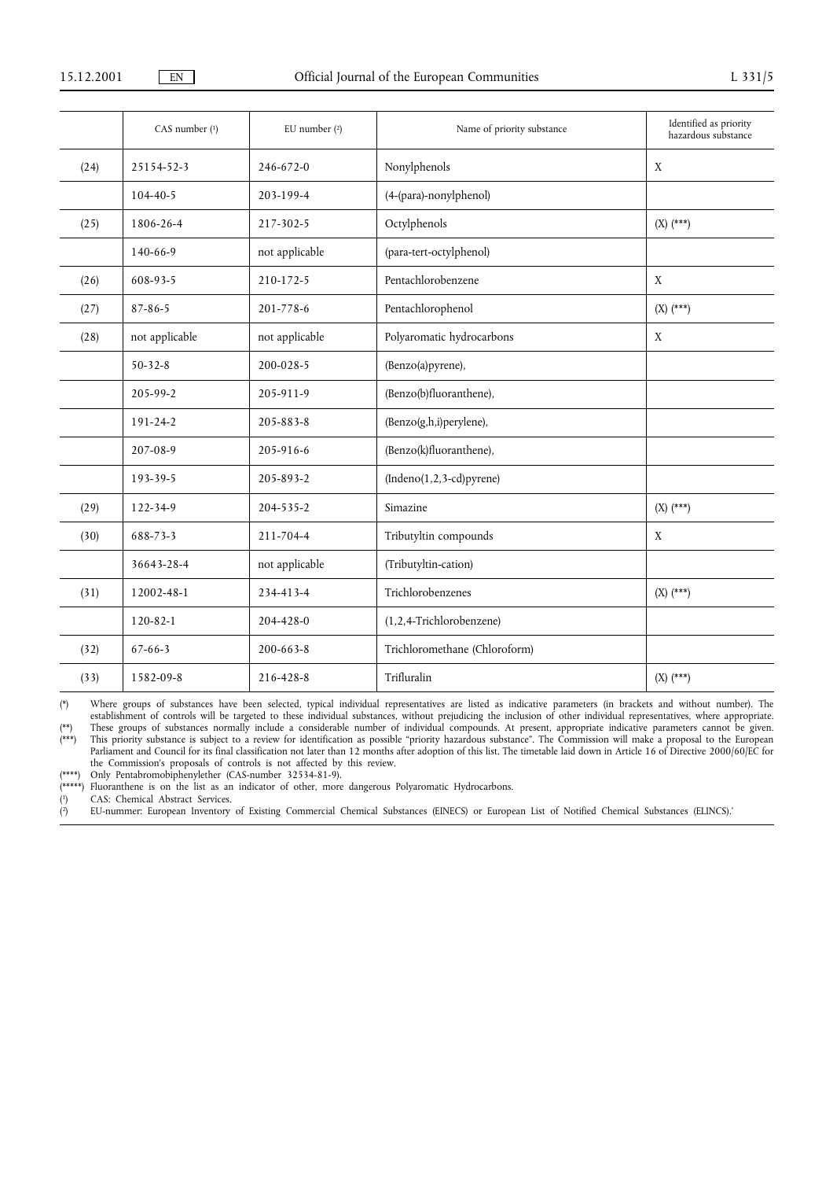| | CAS number (1) | EU number (2) | Name of priority substance | Identified as priority hazardous substance |
|---|---|---|---|---|
| (24) | 25154-52-3 | 246-672-0 | Nonylphenols | X |
| | 104-40-5 | 203-199-4 | (4-(para)-nonylphenol) | |
| (25) | 1806-26-4 | 217-302-5 | Octylphenols | (X) (***) |
| | 140-66-9 | not applicable | (para-tert-octylphenol) | |
| (26) | 608-93-5 | 210-172-5 | Pentachlorobenzene | X |
| (27) | 87-86-5 | 201-778-6 | Pentachlorophenol | (X) (***) |
| (28) | not applicable | not applicable | Polyaromatic hydrocarbons | X |
| | 50-32-8 | 200-028-5 | (Benzo(a)pyrene), | |
| | 205-99-2 | 205-911-9 | (Benzo(b)fluoranthene), | |
| | 191-24-2 | 205-883-8 | (Benzo(g,h,i)perylene), | |
| | 207-08-9 | 205-916-6 | (Benzo(k)fluoranthene), | |
| | 193-39-5 | 205-893-2 | (Indeno(1,2,3-cd)pyrene) | |
| (29) | 122-34-9 | 204-535-2 | Simazine | (X) (***) |
| (30) | 688-73-3 | 211-704-4 | Tributyltin compounds | X |
| | 36643-28-4 | not applicable | (Tributyltin-cation) | |
| (31) | 12002-48-1 | 234-413-4 | Trichlorobenzenes | (X) (***) |
| | 120-82-1 | 204-428-0 | (1,2,4-Trichlorobenzene) | |
| (32) | 67-66-3 | 200-663-8 | Trichloromethane (Chloroform) | |
| (33) | 1582-09-8 | 216-428-8 | Trifluralin | (X) (***) |

(*) Where groups of substances have been selected, typical individual representatives are listed as indicative parameters (in brackets and without number). The establishment of controls will be targeted to these individual substances, without prejudicing the inclusion of other individual representatives, where appropriate.

(**) These groups of substances normally include a considerable number of individual compounds. At present, appropriate indicative parameters cannot be given.

(***) This priority substance is subject to a review for identification as possible "priority hazardous substance". The Commission will make a proposal to the European Parliament and Council for its final classification not later than 12 months after adoption of this list. The timetable laid down in Article 16 of Directive 2000/60/EC for the Commission's proposals of controls is not affected by this review.

(****) Only Pentabromobiphenylether (CAS-number 32534-81-9).

(*****) Fluoranthene is on the list as an indicator of other, more dangerous Polyaromatic Hydrocarbons.

(1) CAS: Chemical Abstract Services.

(2) EU-nummer: European Inventory of Existing Commercial Chemical Substances (EINECS) or European List of Notified Chemical Substances (ELINCS).'